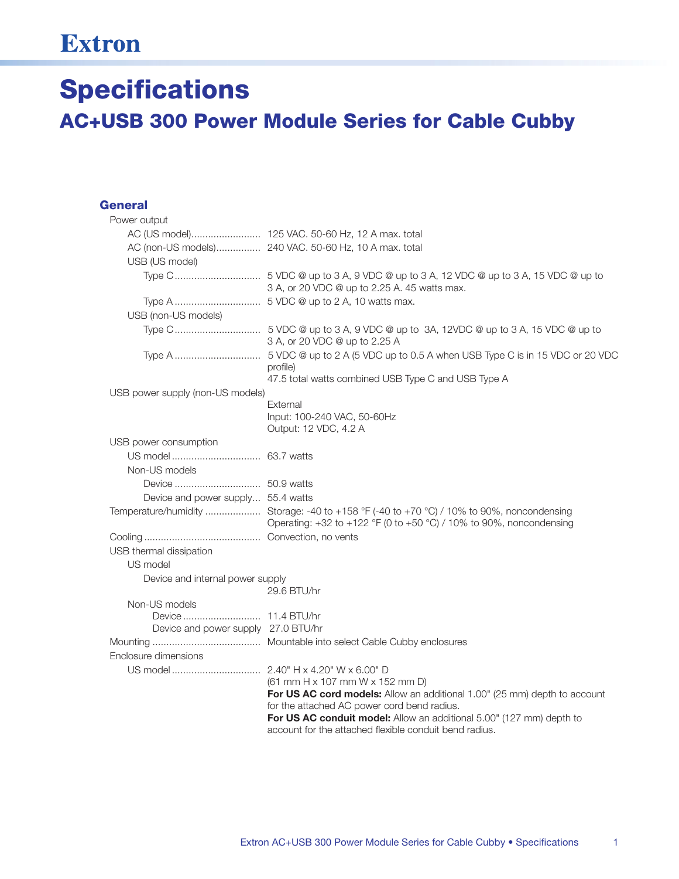Extron

# Specifications

## AC+USB 300 Power Module Series for Cable Cubby

### General

Power output

- AC (US model) ......................... 125 VAC. 50-60 Hz, 12 A max. total
- AC (non-US models) ................ 240 VAC. 50-60 Hz, 10 A max. total
- USB (US model)
  - Type C .............................. 5 VDC @ up to 3 A, 9 VDC @ up to 3 A, 12 VDC @ up to 3 A, 15 VDC @ up to 3 A, or 20 VDC @ up to 2.25 A. 45 watts max.
  - Type A .............................. 5 VDC @ up to 2 A, 10 watts max.
- USB (non-US models)
  - Type C .............................. 5 VDC @ up to 3 A, 9 VDC @ up to 3A, 12VDC @ up to 3 A, 15 VDC @ up to 3 A, or 20 VDC @ up to 2.25 A
  - Type A .............................. 5 VDC @ up to 2 A (5 VDC up to 0.5 A when USB Type C is in 15 VDC or 20 VDC profile)
    47.5 total watts combined USB Type C and USB Type A

USB power supply (non-US models)
External
Input: 100-240 VAC, 50-60Hz
Output: 12 VDC, 4.2 A

USB power consumption

- US model ............................... 63.7 watts
- Non-US models
  - Device .............................. 50.9 watts
  - Device and power supply... 55.4 watts

Temperature/humidity .................... Storage: -40 to +158 °F (-40 to +70 °C) / 10% to 90%, noncondensing
Operating: +32 to +122 °F (0 to +50 °C) / 10% to 90%, noncondensing

Cooling .......................................... Convection, no vents

USB thermal dissipation

- US model
  - Device and internal power supply
    29.6 BTU/hr
- Non-US models
  - Device ........................... 11.4 BTU/hr
  - Device and power supply 27.0 BTU/hr

Mounting ....................................... Mountable into select Cable Cubby enclosures

Enclosure dimensions

- US model ............................... 2.40" H x 4.20" W x 6.00" D
  (61 mm H x 107 mm W x 152 mm D)
  **For US AC cord models:** Allow an additional 1.00" (25 mm) depth to account for the attached AC power cord bend radius.
  **For US AC conduit model:** Allow an additional 5.00" (127 mm) depth to account for the attached flexible conduit bend radius.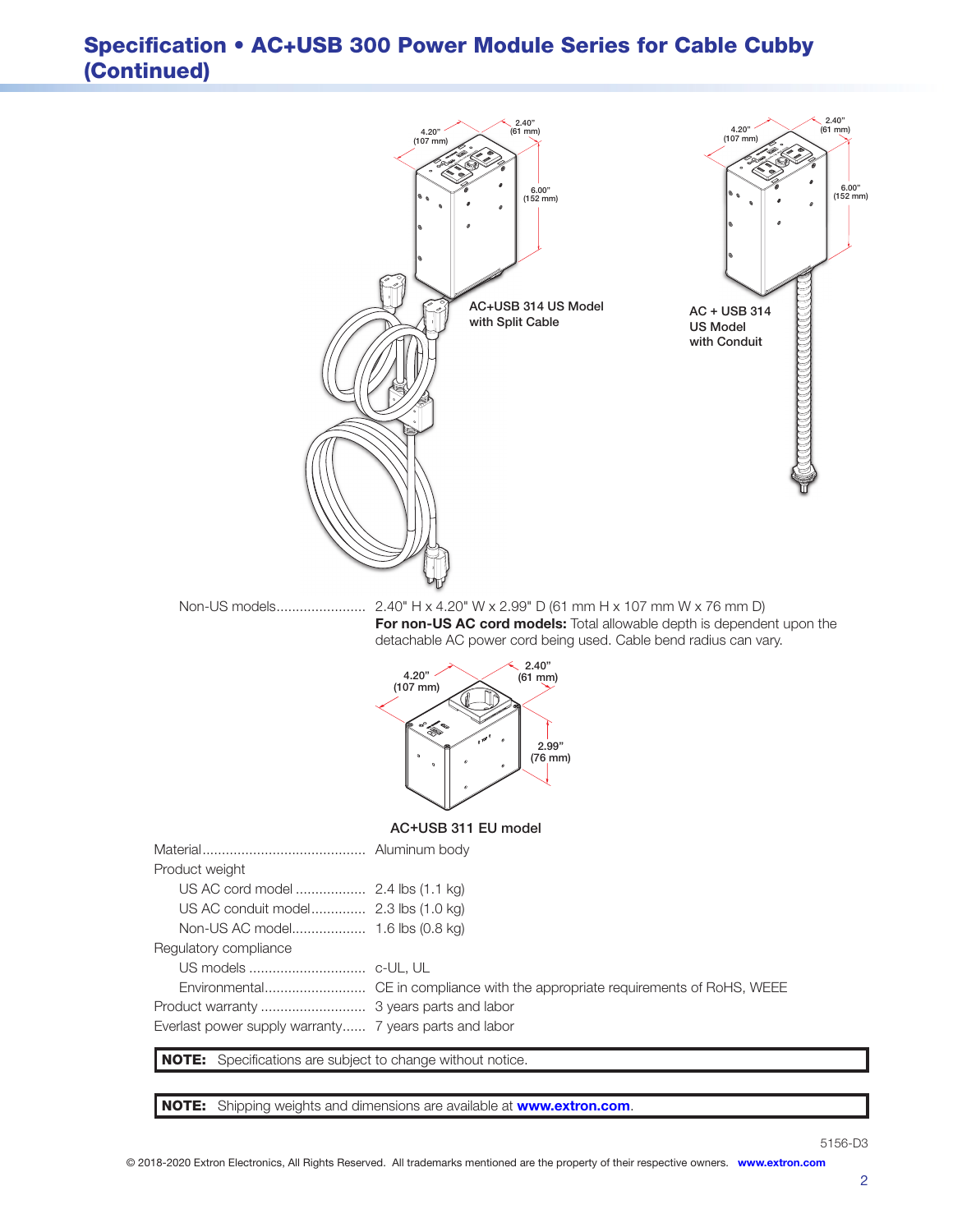## Specification • AC+USB 300 Power Module Series for Cable Cubby (Continued)

4.20"
(107 mm)
2.40"
(61 mm)
6.00"
(152 mm)

AC+USB 314 US Model with Split Cable

4.20"
(107 mm)
2.40"
(61 mm)
6.00"
(152 mm)

AC + USB 314 US Model with Conduit

| | |
|---|---|
| Non-US models | 2.40" H x 4.20" W x 2.99" D (61 mm H x 107 mm W x 76 mm D)<br>**For non-US AC cord models:** Total allowable depth is dependent upon the detachable AC power cord being used. Cable bend radius can vary. |

4.20"
(107 mm)
2.40"
(61 mm)
2.99"
(76 mm)

AC+USB 311 EU model

| | |
|---|---|
| Material | Aluminum body |
| Product weight | |
| US AC cord model | 2.4 lbs (1.1 kg) |
| US AC conduit model | 2.3 lbs (1.0 kg) |
| Non-US AC model | 1.6 lbs (0.8 kg) |
| Regulatory compliance | |
| US models | c-UL, UL |
| Environmental | CE in compliance with the appropriate requirements of RoHS, WEEE |
| Product warranty | 3 years parts and labor |
| Everlast power supply warranty | 7 years parts and labor |

**NOTE:** Specifications are subject to change without notice.

**NOTE:** Shipping weights and dimensions are available at **www.extron.com**.

5156-D3

© 2018-2020 Extron Electronics, All Rights Reserved. All trademarks mentioned are the property of their respective owners. **www.extron.com**